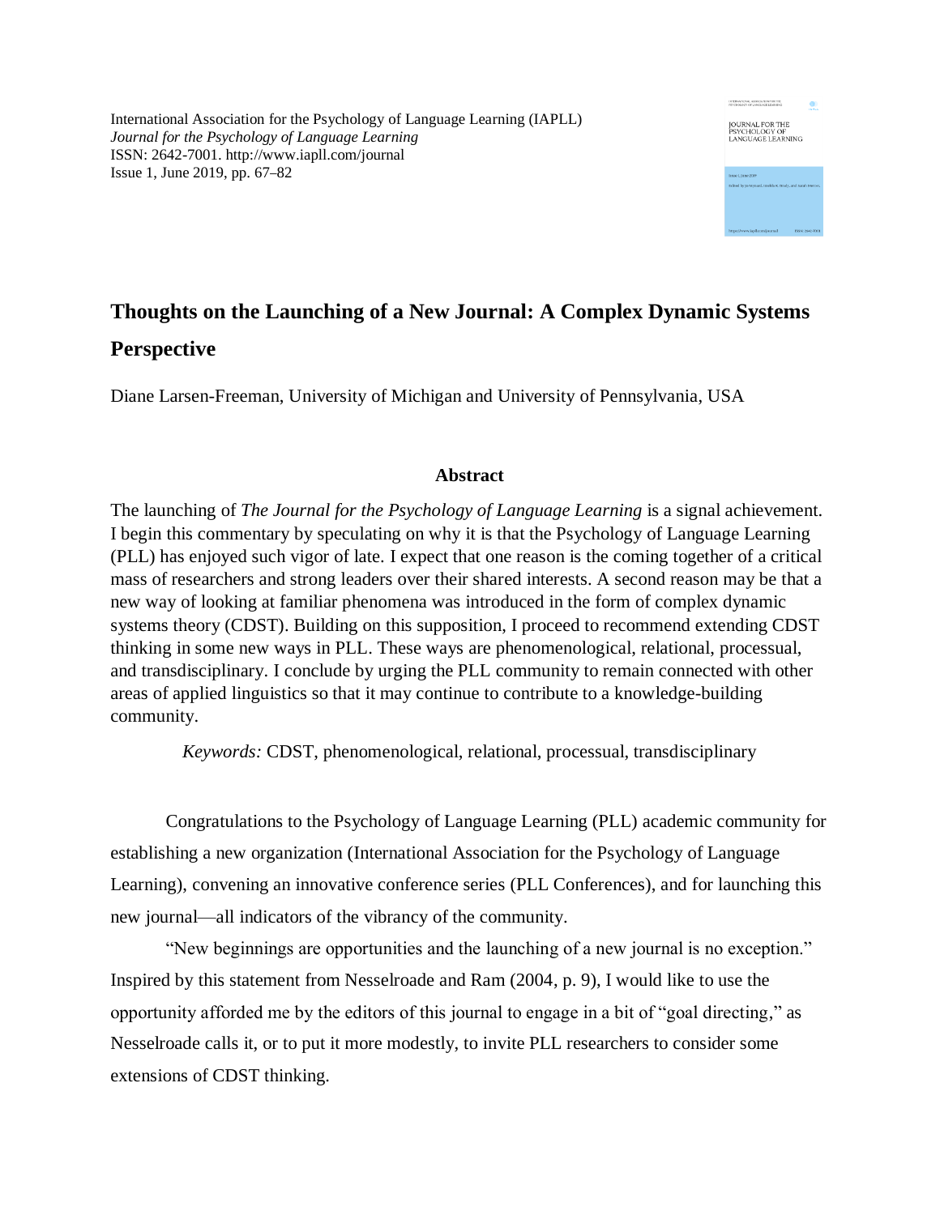International Association for the Psychology of Language Learning (IAPLL)
*Journal for the Psychology of Language Learning*
ISSN: 2642-7001. http://www.iapll.com/journal
Issue 1, June 2019, pp. 67–82

# Thoughts on the Launching of a New Journal: A Complex Dynamic Systems Perspective

Diane Larsen-Freeman, University of Michigan and University of Pennsylvania, USA

### Abstract

The launching of *The Journal for the Psychology of Language Learning* is a signal achievement. I begin this commentary by speculating on why it is that the Psychology of Language Learning (PLL) has enjoyed such vigor of late. I expect that one reason is the coming together of a critical mass of researchers and strong leaders over their shared interests. A second reason may be that a new way of looking at familiar phenomena was introduced in the form of complex dynamic systems theory (CDST). Building on this supposition, I proceed to recommend extending CDST thinking in some new ways in PLL. These ways are phenomenological, relational, processual, and transdisciplinary. I conclude by urging the PLL community to remain connected with other areas of applied linguistics so that it may continue to contribute to a knowledge-building community.

*Keywords:* CDST, phenomenological, relational, processual, transdisciplinary

Congratulations to the Psychology of Language Learning (PLL) academic community for establishing a new organization (International Association for the Psychology of Language Learning), convening an innovative conference series (PLL Conferences), and for launching this new journal—all indicators of the vibrancy of the community.

"New beginnings are opportunities and the launching of a new journal is no exception." Inspired by this statement from Nesselroade and Ram (2004, p. 9), I would like to use the opportunity afforded me by the editors of this journal to engage in a bit of "goal directing," as Nesselroade calls it, or to put it more modestly, to invite PLL researchers to consider some extensions of CDST thinking.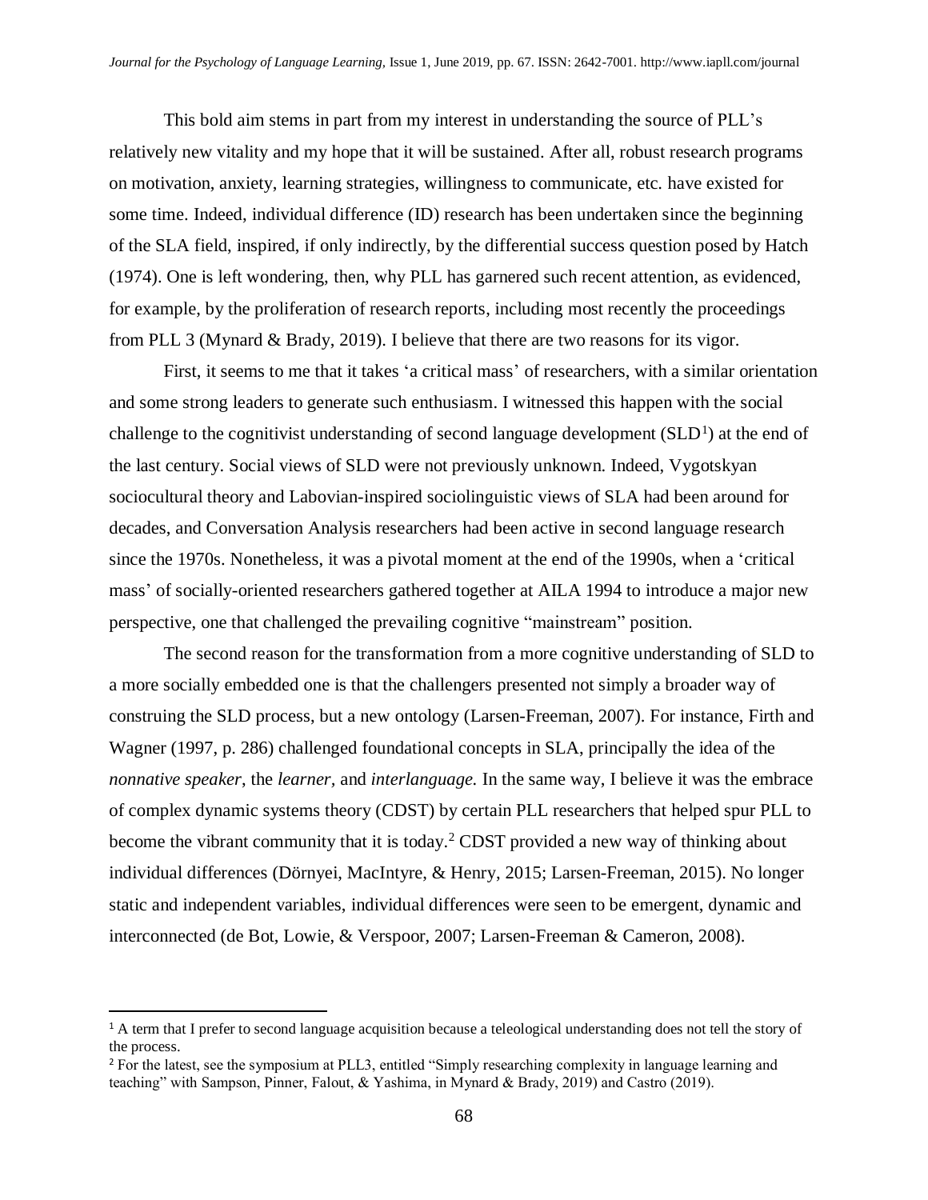This bold aim stems in part from my interest in understanding the source of PLL's relatively new vitality and my hope that it will be sustained. After all, robust research programs on motivation, anxiety, learning strategies, willingness to communicate, etc. have existed for some time. Indeed, individual difference (ID) research has been undertaken since the beginning of the SLA field, inspired, if only indirectly, by the differential success question posed by Hatch (1974). One is left wondering, then, why PLL has garnered such recent attention, as evidenced, for example, by the proliferation of research reports, including most recently the proceedings from PLL 3 (Mynard & Brady, 2019). I believe that there are two reasons for its vigor.

First, it seems to me that it takes 'a critical mass' of researchers, with a similar orientation and some strong leaders to generate such enthusiasm. I witnessed this happen with the social challenge to the cognitivist understanding of second language development (SLD[1]) at the end of the last century. Social views of SLD were not previously unknown. Indeed, Vygotskyan sociocultural theory and Labovian-inspired sociolinguistic views of SLA had been around for decades, and Conversation Analysis researchers had been active in second language research since the 1970s. Nonetheless, it was a pivotal moment at the end of the 1990s, when a 'critical mass' of socially-oriented researchers gathered together at AILA 1994 to introduce a major new perspective, one that challenged the prevailing cognitive "mainstream" position.

The second reason for the transformation from a more cognitive understanding of SLD to a more socially embedded one is that the challengers presented not simply a broader way of construing the SLD process, but a new ontology (Larsen-Freeman, 2007). For instance, Firth and Wagner (1997, p. 286) challenged foundational concepts in SLA, principally the idea of the *nonnative speaker*, the *learner*, and *interlanguage.* In the same way, I believe it was the embrace of complex dynamic systems theory (CDST) by certain PLL researchers that helped spur PLL to become the vibrant community that it is today.[2] CDST provided a new way of thinking about individual differences (Dörnyei, MacIntyre, & Henry, 2015; Larsen-Freeman, 2015). No longer static and independent variables, individual differences were seen to be emergent, dynamic and interconnected (de Bot, Lowie, & Verspoor, 2007; Larsen-Freeman & Cameron, 2008).

---

[1] A term that I prefer to second language acquisition because a teleological understanding does not tell the story of the process.

[2] For the latest, see the symposium at PLL3, entitled "Simply researching complexity in language learning and teaching" with Sampson, Pinner, Falout, & Yashima, in Mynard & Brady, 2019) and Castro (2019).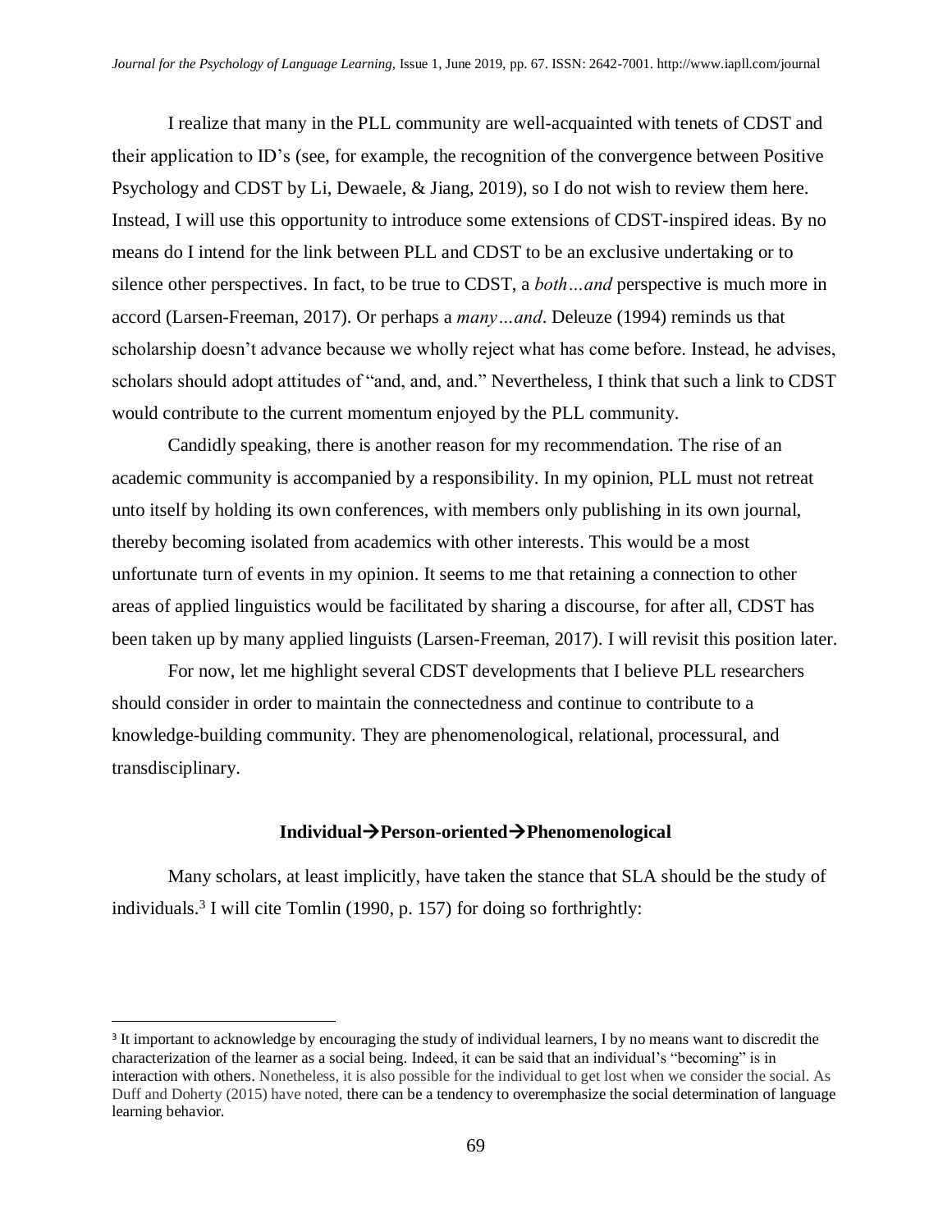I realize that many in the PLL community are well-acquainted with tenets of CDST and their application to ID's (see, for example, the recognition of the convergence between Positive Psychology and CDST by Li, Dewaele, & Jiang, 2019), so I do not wish to review them here. Instead, I will use this opportunity to introduce some extensions of CDST-inspired ideas. By no means do I intend for the link between PLL and CDST to be an exclusive undertaking or to silence other perspectives. In fact, to be true to CDST, a *both…and* perspective is much more in accord (Larsen-Freeman, 2017). Or perhaps a *many…and*. Deleuze (1994) reminds us that scholarship doesn't advance because we wholly reject what has come before. Instead, he advises, scholars should adopt attitudes of "and, and, and." Nevertheless, I think that such a link to CDST would contribute to the current momentum enjoyed by the PLL community.

Candidly speaking, there is another reason for my recommendation. The rise of an academic community is accompanied by a responsibility. In my opinion, PLL must not retreat unto itself by holding its own conferences, with members only publishing in its own journal, thereby becoming isolated from academics with other interests. This would be a most unfortunate turn of events in my opinion. It seems to me that retaining a connection to other areas of applied linguistics would be facilitated by sharing a discourse, for after all, CDST has been taken up by many applied linguists (Larsen-Freeman, 2017). I will revisit this position later.

For now, let me highlight several CDST developments that I believe PLL researchers should consider in order to maintain the connectedness and continue to contribute to a knowledge-building community. They are phenomenological, relational, processural, and transdisciplinary.

### Individual→Person-oriented→Phenomenological

Many scholars, at least implicitly, have taken the stance that SLA should be the study of individuals.[3] I will cite Tomlin (1990, p. 157) for doing so forthrightly:

---

[3] It important to acknowledge by encouraging the study of individual learners, I by no means want to discredit the characterization of the learner as a social being. Indeed, it can be said that an individual's "becoming" is in interaction with others. Nonetheless, it is also possible for the individual to get lost when we consider the social. As Duff and Doherty (2015) have noted, there can be a tendency to overemphasize the social determination of language learning behavior.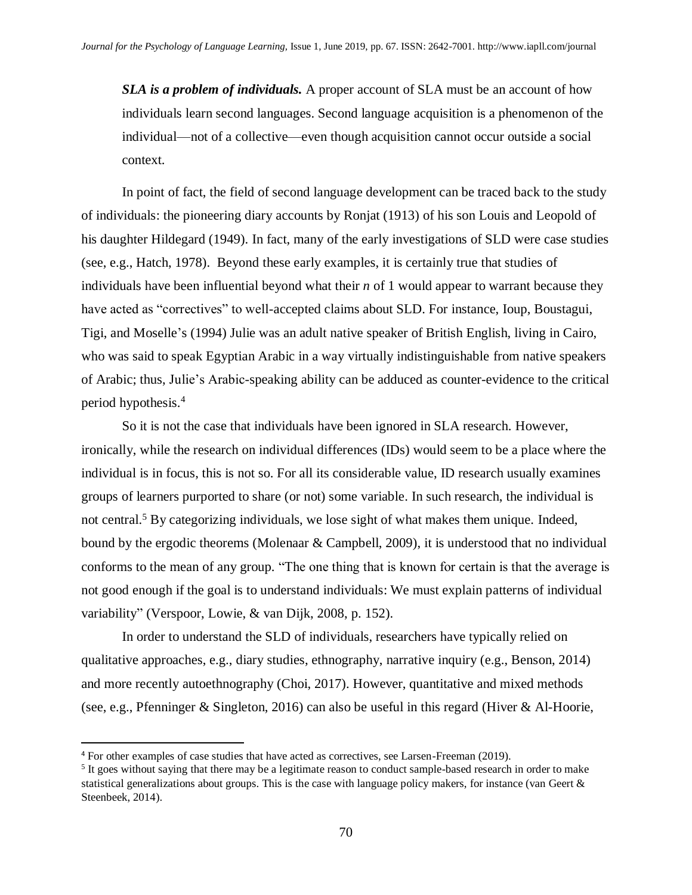***SLA is a problem of individuals.*** A proper account of SLA must be an account of how individuals learn second languages. Second language acquisition is a phenomenon of the individual—not of a collective—even though acquisition cannot occur outside a social context.

In point of fact, the field of second language development can be traced back to the study of individuals: the pioneering diary accounts by Ronjat (1913) of his son Louis and Leopold of his daughter Hildegard (1949). In fact, many of the early investigations of SLD were case studies (see, e.g., Hatch, 1978). Beyond these early examples, it is certainly true that studies of individuals have been influential beyond what their *n* of 1 would appear to warrant because they have acted as "correctives" to well-accepted claims about SLD. For instance, Ioup, Boustagui, Tigi, and Moselle's (1994) Julie was an adult native speaker of British English, living in Cairo, who was said to speak Egyptian Arabic in a way virtually indistinguishable from native speakers of Arabic; thus, Julie's Arabic-speaking ability can be adduced as counter-evidence to the critical period hypothesis.[4]

So it is not the case that individuals have been ignored in SLA research. However, ironically, while the research on individual differences (IDs) would seem to be a place where the individual is in focus, this is not so. For all its considerable value, ID research usually examines groups of learners purported to share (or not) some variable. In such research, the individual is not central.[5] By categorizing individuals, we lose sight of what makes them unique. Indeed, bound by the ergodic theorems (Molenaar & Campbell, 2009), it is understood that no individual conforms to the mean of any group. "The one thing that is known for certain is that the average is not good enough if the goal is to understand individuals: We must explain patterns of individual variability" (Verspoor, Lowie, & van Dijk, 2008, p. 152).

In order to understand the SLD of individuals, researchers have typically relied on qualitative approaches, e.g., diary studies, ethnography, narrative inquiry (e.g., Benson, 2014) and more recently autoethnography (Choi, 2017). However, quantitative and mixed methods (see, e.g., Pfenninger & Singleton, 2016) can also be useful in this regard (Hiver & Al-Hoorie,

---

[4] For other examples of case studies that have acted as correctives, see Larsen-Freeman (2019).

[5] It goes without saying that there may be a legitimate reason to conduct sample-based research in order to make statistical generalizations about groups. This is the case with language policy makers, for instance (van Geert & Steenbeek, 2014).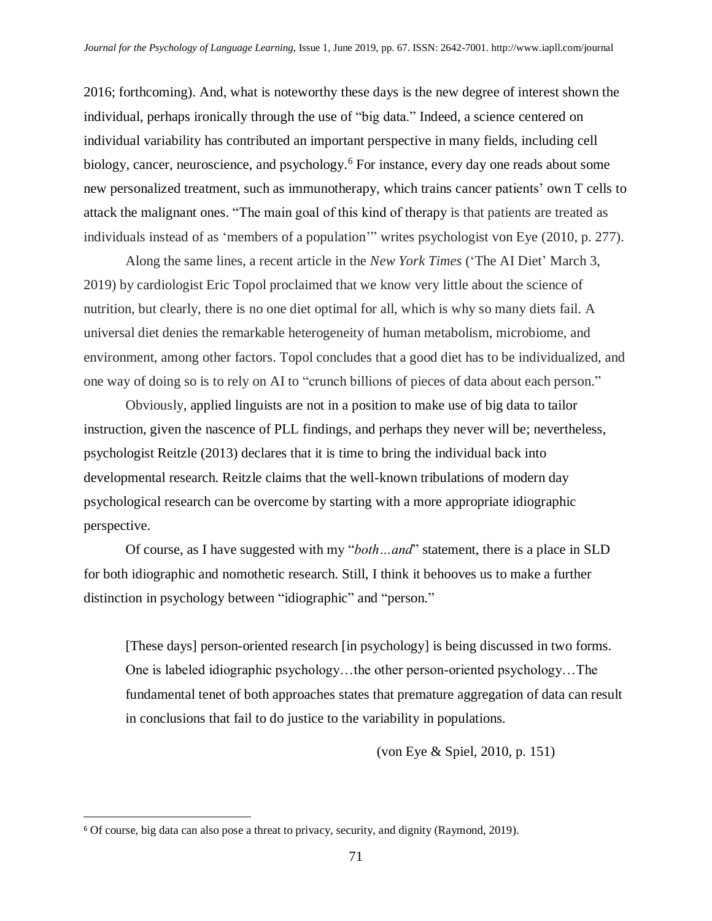2016; forthcoming). And, what is noteworthy these days is the new degree of interest shown the individual, perhaps ironically through the use of "big data." Indeed, a science centered on individual variability has contributed an important perspective in many fields, including cell biology, cancer, neuroscience, and psychology.[6] For instance, every day one reads about some new personalized treatment, such as immunotherapy, which trains cancer patients' own T cells to attack the malignant ones. "The main goal of this kind of therapy is that patients are treated as individuals instead of as 'members of a population'" writes psychologist von Eye (2010, p. 277).

Along the same lines, a recent article in the *New York Times* ('The AI Diet' March 3, 2019) by cardiologist Eric Topol proclaimed that we know very little about the science of nutrition, but clearly, there is no one diet optimal for all, which is why so many diets fail. A universal diet denies the remarkable heterogeneity of human metabolism, microbiome, and environment, among other factors. Topol concludes that a good diet has to be individualized, and one way of doing so is to rely on AI to "crunch billions of pieces of data about each person."

Obviously, applied linguists are not in a position to make use of big data to tailor instruction, given the nascence of PLL findings, and perhaps they never will be; nevertheless, psychologist Reitzle (2013) declares that it is time to bring the individual back into developmental research. Reitzle claims that the well-known tribulations of modern day psychological research can be overcome by starting with a more appropriate idiographic perspective.

Of course, as I have suggested with my "*both…and*" statement, there is a place in SLD for both idiographic and nomothetic research. Still, I think it behooves us to make a further distinction in psychology between "idiographic" and "person."

> [These days] person-oriented research [in psychology] is being discussed in two forms. One is labeled idiographic psychology…the other person-oriented psychology…The fundamental tenet of both approaches states that premature aggregation of data can result in conclusions that fail to do justice to the variability in populations.
>
> (von Eye & Spiel, 2010, p. 151)

[6] Of course, big data can also pose a threat to privacy, security, and dignity (Raymond, 2019).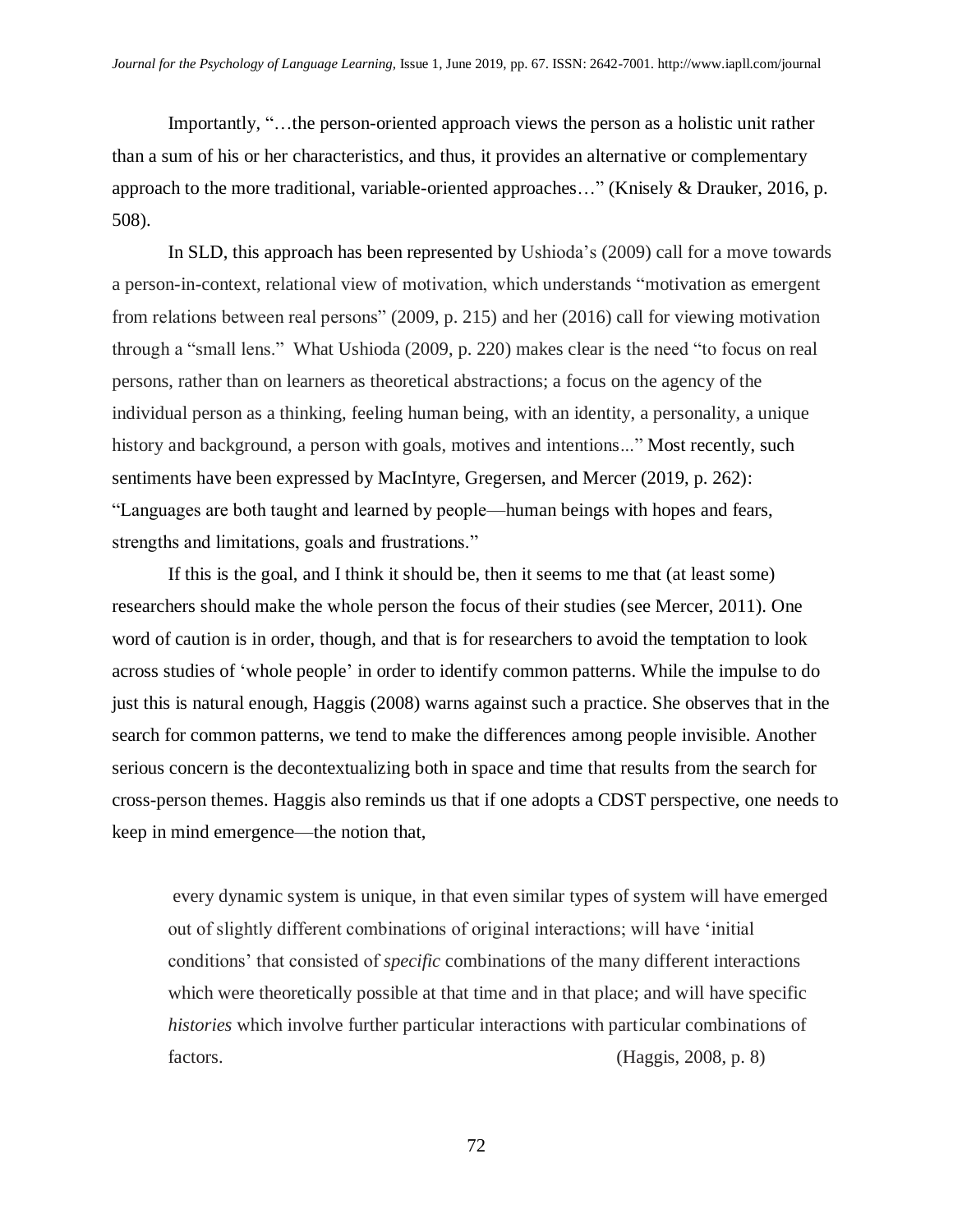Importantly, "…the person-oriented approach views the person as a holistic unit rather than a sum of his or her characteristics, and thus, it provides an alternative or complementary approach to the more traditional, variable-oriented approaches…" (Knisely & Drauker, 2016, p. 508).

In SLD, this approach has been represented by Ushioda's (2009) call for a move towards a person-in-context, relational view of motivation, which understands "motivation as emergent from relations between real persons" (2009, p. 215) and her (2016) call for viewing motivation through a "small lens." What Ushioda (2009, p. 220) makes clear is the need "to focus on real persons, rather than on learners as theoretical abstractions; a focus on the agency of the individual person as a thinking, feeling human being, with an identity, a personality, a unique history and background, a person with goals, motives and intentions..." Most recently, such sentiments have been expressed by MacIntyre, Gregersen, and Mercer (2019, p. 262): "Languages are both taught and learned by people—human beings with hopes and fears, strengths and limitations, goals and frustrations."

If this is the goal, and I think it should be, then it seems to me that (at least some) researchers should make the whole person the focus of their studies (see Mercer, 2011). One word of caution is in order, though, and that is for researchers to avoid the temptation to look across studies of 'whole people' in order to identify common patterns. While the impulse to do just this is natural enough, Haggis (2008) warns against such a practice. She observes that in the search for common patterns, we tend to make the differences among people invisible. Another serious concern is the decontextualizing both in space and time that results from the search for cross-person themes. Haggis also reminds us that if one adopts a CDST perspective, one needs to keep in mind emergence—the notion that,

> every dynamic system is unique, in that even similar types of system will have emerged out of slightly different combinations of original interactions; will have 'initial conditions' that consisted of *specific* combinations of the many different interactions which were theoretically possible at that time and in that place; and will have specific *histories* which involve further particular interactions with particular combinations of factors. (Haggis, 2008, p. 8)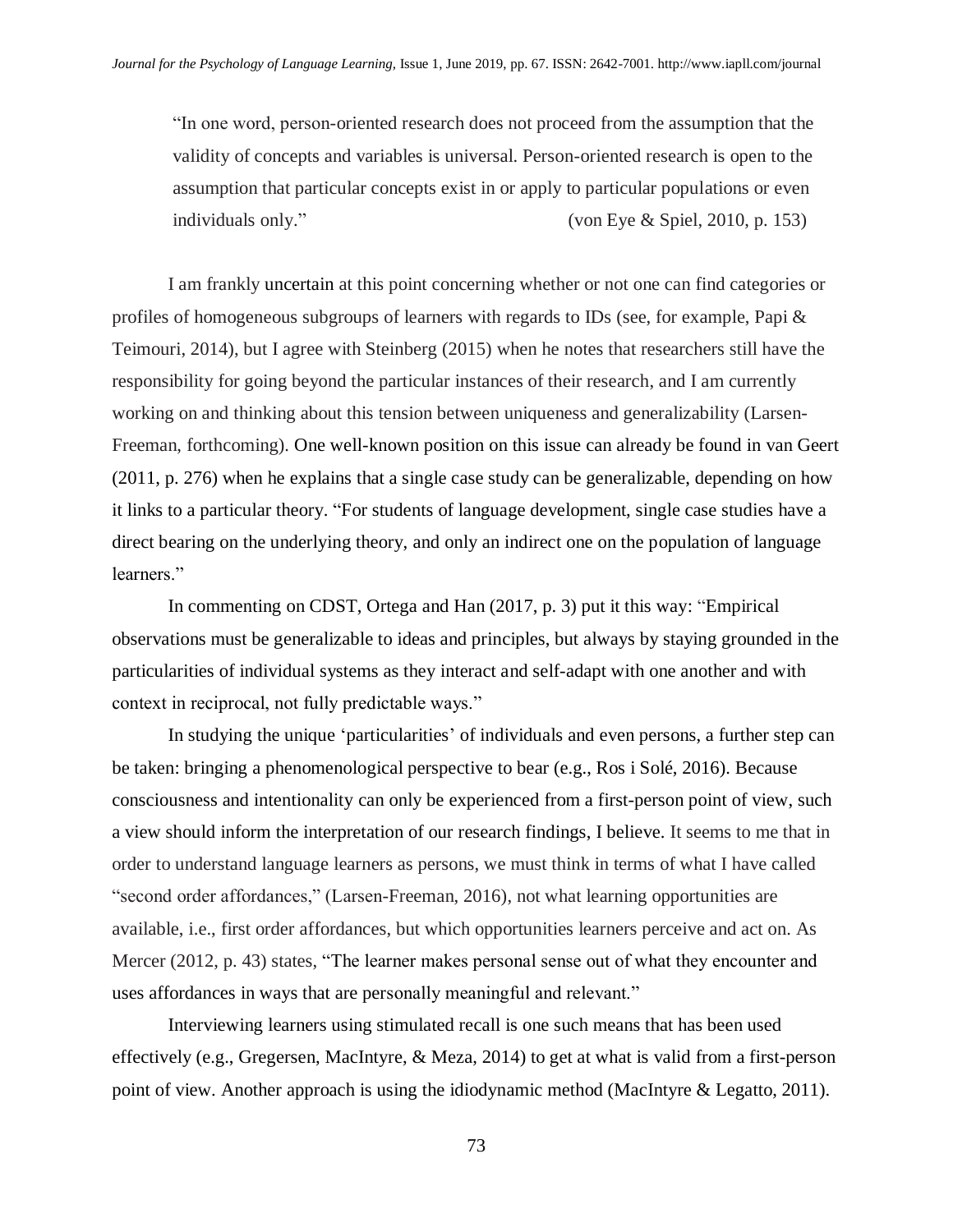> "In one word, person-oriented research does not proceed from the assumption that the validity of concepts and variables is universal. Person-oriented research is open to the assumption that particular concepts exist in or apply to particular populations or even individuals only." (von Eye & Spiel, 2010, p. 153)

I am frankly uncertain at this point concerning whether or not one can find categories or profiles of homogeneous subgroups of learners with regards to IDs (see, for example, Papi & Teimouri, 2014), but I agree with Steinberg (2015) when he notes that researchers still have the responsibility for going beyond the particular instances of their research, and I am currently working on and thinking about this tension between uniqueness and generalizability (Larsen-Freeman, forthcoming). One well-known position on this issue can already be found in van Geert (2011, p. 276) when he explains that a single case study can be generalizable, depending on how it links to a particular theory. "For students of language development, single case studies have a direct bearing on the underlying theory, and only an indirect one on the population of language learners."

In commenting on CDST, Ortega and Han (2017, p. 3) put it this way: "Empirical observations must be generalizable to ideas and principles, but always by staying grounded in the particularities of individual systems as they interact and self-adapt with one another and with context in reciprocal, not fully predictable ways."

In studying the unique 'particularities' of individuals and even persons, a further step can be taken: bringing a phenomenological perspective to bear (e.g., Ros i Solé, 2016). Because consciousness and intentionality can only be experienced from a first-person point of view, such a view should inform the interpretation of our research findings, I believe. It seems to me that in order to understand language learners as persons, we must think in terms of what I have called "second order affordances," (Larsen-Freeman, 2016), not what learning opportunities are available, i.e., first order affordances, but which opportunities learners perceive and act on. As Mercer (2012, p. 43) states, "The learner makes personal sense out of what they encounter and uses affordances in ways that are personally meaningful and relevant."

Interviewing learners using stimulated recall is one such means that has been used effectively (e.g., Gregersen, MacIntyre, & Meza, 2014) to get at what is valid from a first-person point of view. Another approach is using the idiodynamic method (MacIntyre & Legatto, 2011).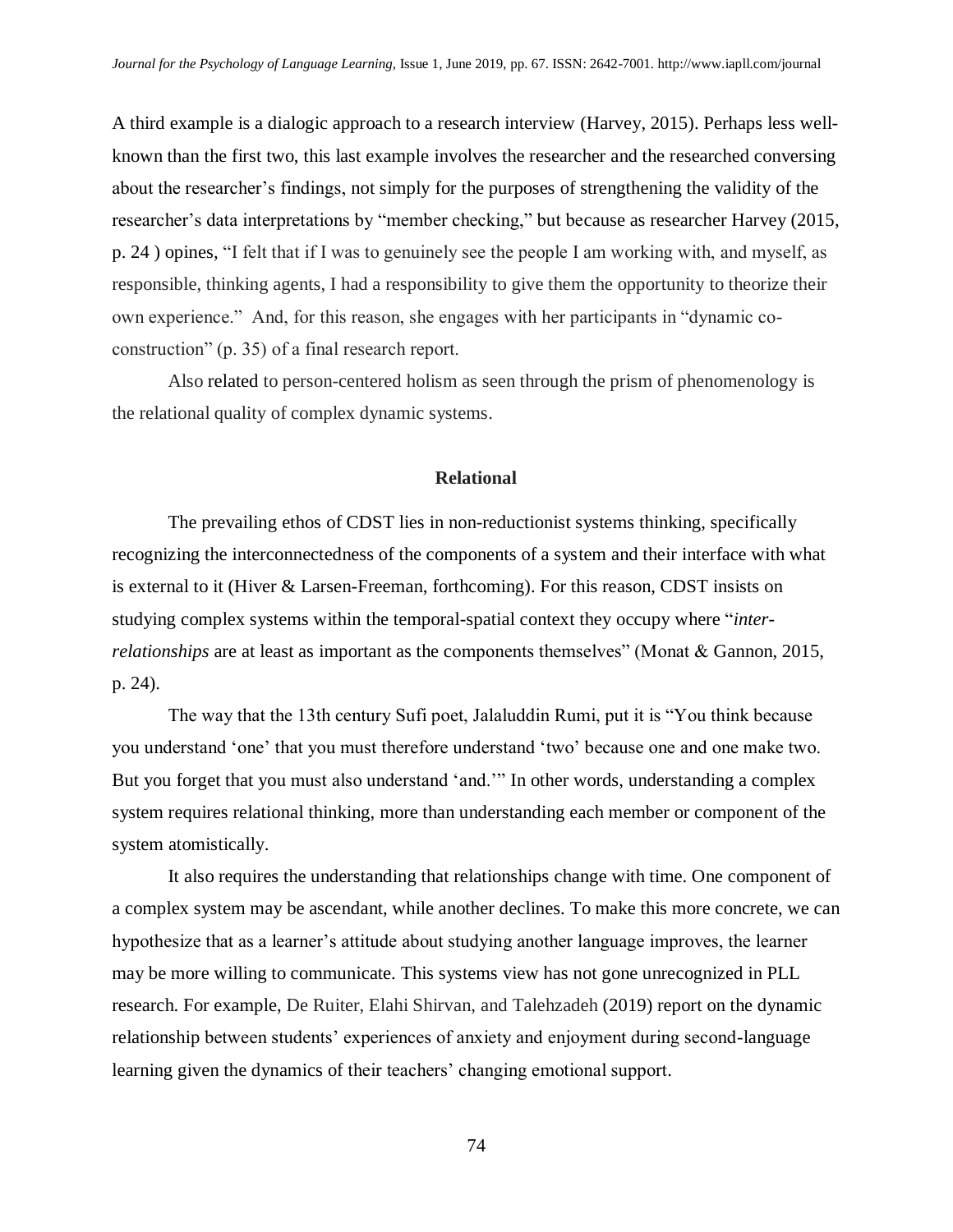A third example is a dialogic approach to a research interview (Harvey, 2015). Perhaps less well-known than the first two, this last example involves the researcher and the researched conversing about the researcher's findings, not simply for the purposes of strengthening the validity of the researcher's data interpretations by "member checking," but because as researcher Harvey (2015, p. 24 ) opines, "I felt that if I was to genuinely see the people I am working with, and myself, as responsible, thinking agents, I had a responsibility to give them the opportunity to theorize their own experience." And, for this reason, she engages with her participants in "dynamic co-construction" (p. 35) of a final research report.

Also related to person-centered holism as seen through the prism of phenomenology is the relational quality of complex dynamic systems.

## Relational

The prevailing ethos of CDST lies in non-reductionist systems thinking, specifically recognizing the interconnectedness of the components of a system and their interface with what is external to it (Hiver & Larsen-Freeman, forthcoming). For this reason, CDST insists on studying complex systems within the temporal-spatial context they occupy where "*inter-relationships* are at least as important as the components themselves" (Monat & Gannon, 2015, p. 24).

The way that the 13th century Sufi poet, Jalaluddin Rumi, put it is "You think because you understand 'one' that you must therefore understand 'two' because one and one make two. But you forget that you must also understand 'and.'" In other words, understanding a complex system requires relational thinking, more than understanding each member or component of the system atomistically.

It also requires the understanding that relationships change with time. One component of a complex system may be ascendant, while another declines. To make this more concrete, we can hypothesize that as a learner's attitude about studying another language improves, the learner may be more willing to communicate. This systems view has not gone unrecognized in PLL research. For example, De Ruiter, Elahi Shirvan, and Talehzadeh (2019) report on the dynamic relationship between students' experiences of anxiety and enjoyment during second-language learning given the dynamics of their teachers' changing emotional support.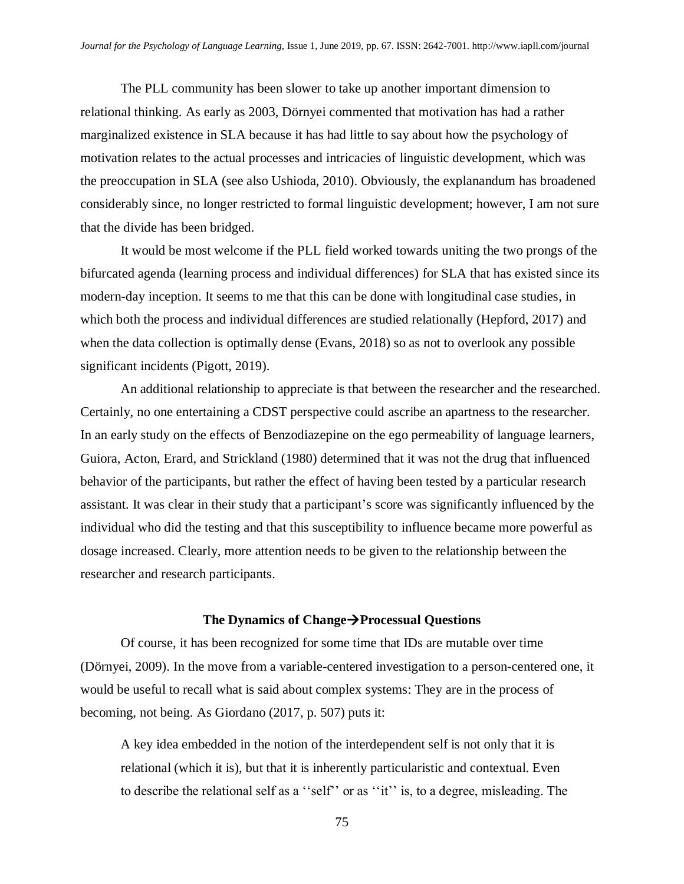The PLL community has been slower to take up another important dimension to relational thinking. As early as 2003, Dörnyei commented that motivation has had a rather marginalized existence in SLA because it has had little to say about how the psychology of motivation relates to the actual processes and intricacies of linguistic development, which was the preoccupation in SLA (see also Ushioda, 2010). Obviously, the explanandum has broadened considerably since, no longer restricted to formal linguistic development; however, I am not sure that the divide has been bridged.

It would be most welcome if the PLL field worked towards uniting the two prongs of the bifurcated agenda (learning process and individual differences) for SLA that has existed since its modern-day inception. It seems to me that this can be done with longitudinal case studies, in which both the process and individual differences are studied relationally (Hepford, 2017) and when the data collection is optimally dense (Evans, 2018) so as not to overlook any possible significant incidents (Pigott, 2019).

An additional relationship to appreciate is that between the researcher and the researched. Certainly, no one entertaining a CDST perspective could ascribe an apartness to the researcher. In an early study on the effects of Benzodiazepine on the ego permeability of language learners, Guiora, Acton, Erard, and Strickland (1980) determined that it was not the drug that influenced behavior of the participants, but rather the effect of having been tested by a particular research assistant. It was clear in their study that a participant's score was significantly influenced by the individual who did the testing and that this susceptibility to influence became more powerful as dosage increased. Clearly, more attention needs to be given to the relationship between the researcher and research participants.

## The Dynamics of Change→Processual Questions

Of course, it has been recognized for some time that IDs are mutable over time (Dörnyei, 2009). In the move from a variable-centered investigation to a person-centered one, it would be useful to recall what is said about complex systems: They are in the process of becoming, not being. As Giordano (2017, p. 507) puts it:

> A key idea embedded in the notion of the interdependent self is not only that it is relational (which it is), but that it is inherently particularistic and contextual. Even to describe the relational self as a ''self'' or as ''it'' is, to a degree, misleading. The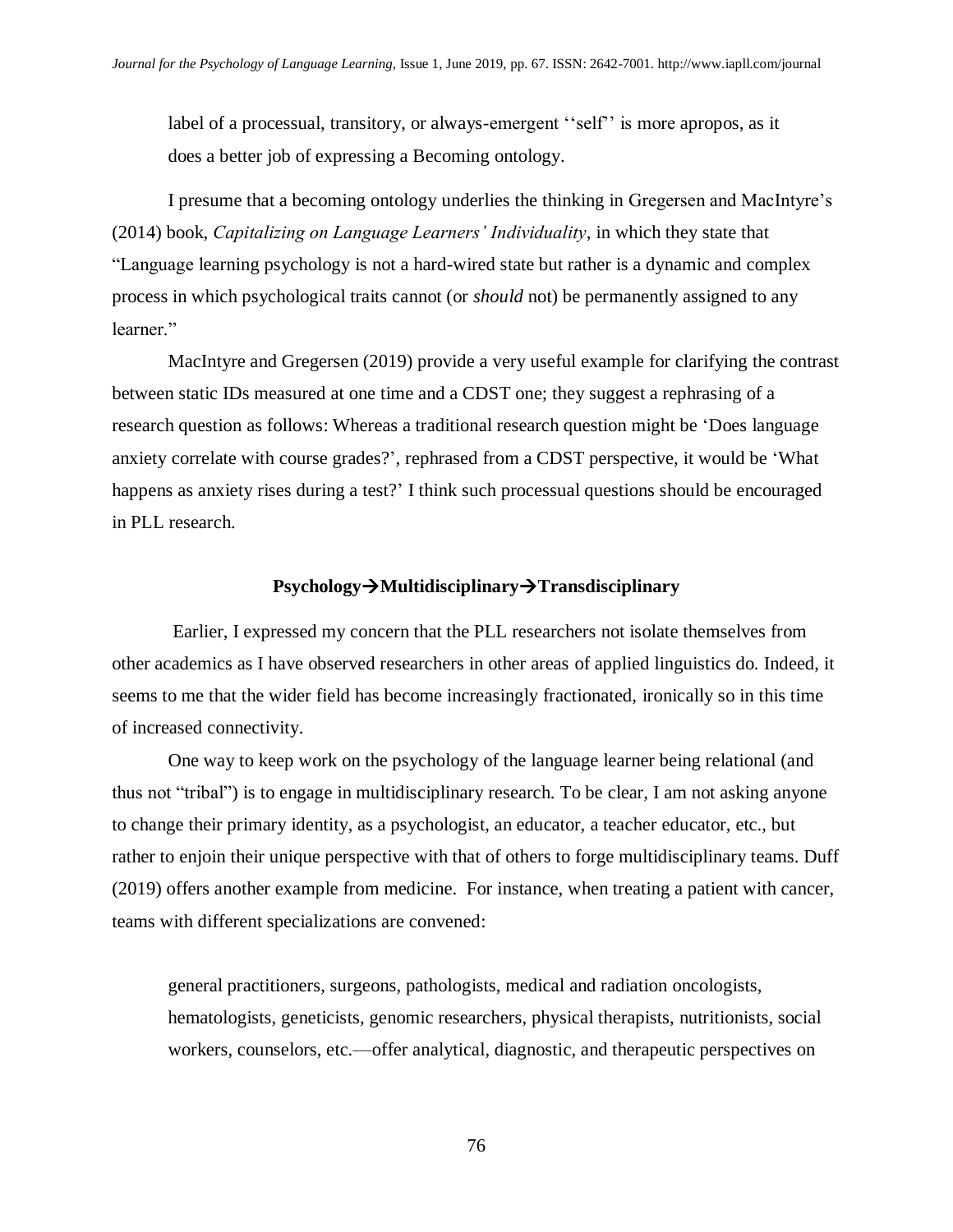label of a processual, transitory, or always-emergent ''self'' is more apropos, as it does a better job of expressing a Becoming ontology.

I presume that a becoming ontology underlies the thinking in Gregersen and MacIntyre's (2014) book, *Capitalizing on Language Learners' Individuality*, in which they state that "Language learning psychology is not a hard-wired state but rather is a dynamic and complex process in which psychological traits cannot (or *should* not) be permanently assigned to any learner."

MacIntyre and Gregersen (2019) provide a very useful example for clarifying the contrast between static IDs measured at one time and a CDST one; they suggest a rephrasing of a research question as follows: Whereas a traditional research question might be 'Does language anxiety correlate with course grades?', rephrased from a CDST perspective, it would be 'What happens as anxiety rises during a test?' I think such processual questions should be encouraged in PLL research.

## Psychology→Multidisciplinary→Transdisciplinary

Earlier, I expressed my concern that the PLL researchers not isolate themselves from other academics as I have observed researchers in other areas of applied linguistics do. Indeed, it seems to me that the wider field has become increasingly fractionated, ironically so in this time of increased connectivity.

One way to keep work on the psychology of the language learner being relational (and thus not "tribal") is to engage in multidisciplinary research. To be clear, I am not asking anyone to change their primary identity, as a psychologist, an educator, a teacher educator, etc., but rather to enjoin their unique perspective with that of others to forge multidisciplinary teams. Duff (2019) offers another example from medicine. For instance, when treating a patient with cancer, teams with different specializations are convened:

> general practitioners, surgeons, pathologists, medical and radiation oncologists, hematologists, geneticists, genomic researchers, physical therapists, nutritionists, social workers, counselors, etc.—offer analytical, diagnostic, and therapeutic perspectives on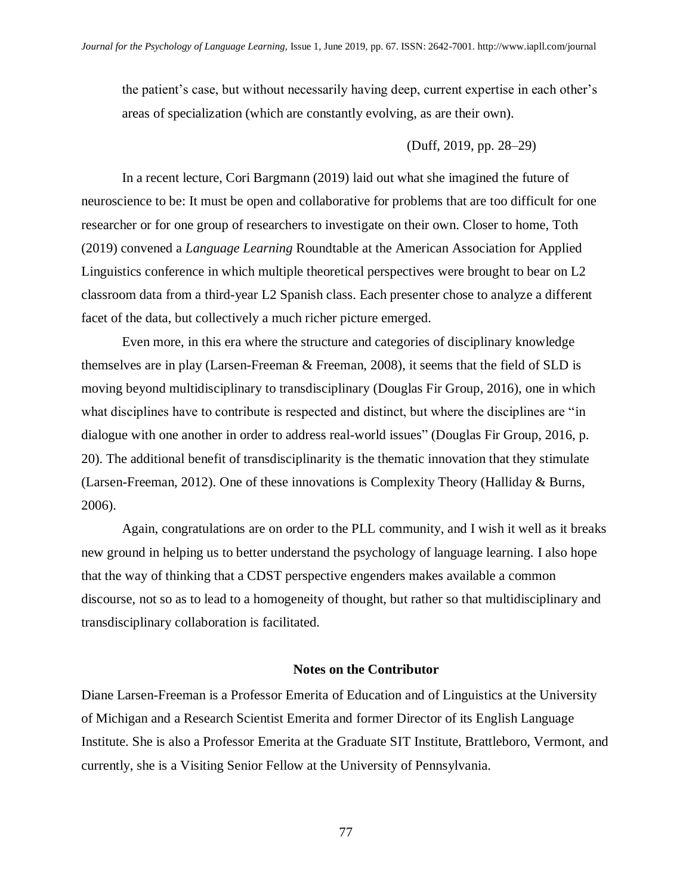the patient's case, but without necessarily having deep, current expertise in each other's areas of specialization (which are constantly evolving, as are their own).

(Duff, 2019, pp. 28–29)

In a recent lecture, Cori Bargmann (2019) laid out what she imagined the future of neuroscience to be: It must be open and collaborative for problems that are too difficult for one researcher or for one group of researchers to investigate on their own. Closer to home, Toth (2019) convened a *Language Learning* Roundtable at the American Association for Applied Linguistics conference in which multiple theoretical perspectives were brought to bear on L2 classroom data from a third-year L2 Spanish class. Each presenter chose to analyze a different facet of the data, but collectively a much richer picture emerged.

Even more, in this era where the structure and categories of disciplinary knowledge themselves are in play (Larsen-Freeman & Freeman, 2008), it seems that the field of SLD is moving beyond multidisciplinary to transdisciplinary (Douglas Fir Group, 2016), one in which what disciplines have to contribute is respected and distinct, but where the disciplines are "in dialogue with one another in order to address real-world issues" (Douglas Fir Group, 2016, p. 20). The additional benefit of transdisciplinarity is the thematic innovation that they stimulate (Larsen-Freeman, 2012). One of these innovations is Complexity Theory (Halliday & Burns, 2006).

Again, congratulations are on order to the PLL community, and I wish it well as it breaks new ground in helping us to better understand the psychology of language learning. I also hope that the way of thinking that a CDST perspective engenders makes available a common discourse, not so as to lead to a homogeneity of thought, but rather so that multidisciplinary and transdisciplinary collaboration is facilitated.

## Notes on the Contributor

Diane Larsen-Freeman is a Professor Emerita of Education and of Linguistics at the University of Michigan and a Research Scientist Emerita and former Director of its English Language Institute. She is also a Professor Emerita at the Graduate SIT Institute, Brattleboro, Vermont, and currently, she is a Visiting Senior Fellow at the University of Pennsylvania.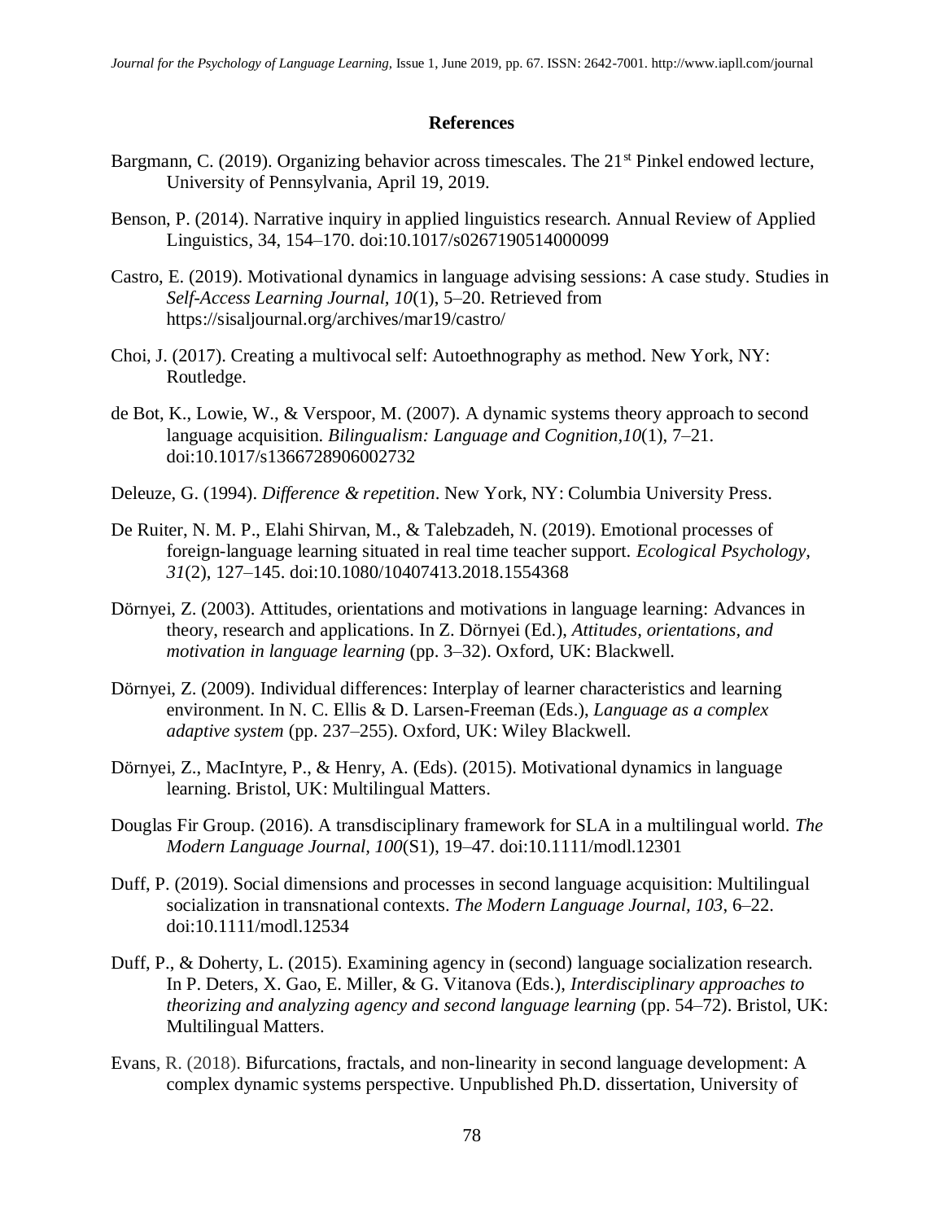## References

Bargmann, C. (2019). Organizing behavior across timescales. The 21st Pinkel endowed lecture, University of Pennsylvania, April 19, 2019.

Benson, P. (2014). Narrative inquiry in applied linguistics research. Annual Review of Applied Linguistics, 34, 154–170. doi:10.1017/s0267190514000099

Castro, E. (2019). Motivational dynamics in language advising sessions: A case study. Studies in *Self-Access Learning Journal, 10*(1), 5–20. Retrieved from https://sisaljournal.org/archives/mar19/castro/

Choi, J. (2017). Creating a multivocal self: Autoethnography as method. New York, NY: Routledge.

de Bot, K., Lowie, W., & Verspoor, M. (2007). A dynamic systems theory approach to second language acquisition. *Bilingualism: Language and Cognition*,*10*(1), 7–21. doi:10.1017/s1366728906002732

Deleuze, G. (1994). *Difference & repetition*. New York, NY: Columbia University Press.

De Ruiter, N. M. P., Elahi Shirvan, M., & Talebzadeh, N. (2019). Emotional processes of foreign-language learning situated in real time teacher support. *Ecological Psychology, 31*(2), 127–145. doi:10.1080/10407413.2018.1554368

Dörnyei, Z. (2003). Attitudes, orientations and motivations in language learning: Advances in theory, research and applications. In Z. Dörnyei (Ed.), *Attitudes, orientations, and motivation in language learning* (pp. 3–32). Oxford, UK: Blackwell.

Dörnyei, Z. (2009). Individual differences: Interplay of learner characteristics and learning environment. In N. C. Ellis & D. Larsen-Freeman (Eds.), *Language as a complex adaptive system* (pp. 237–255). Oxford, UK: Wiley Blackwell.

Dörnyei, Z., MacIntyre, P., & Henry, A. (Eds). (2015). Motivational dynamics in language learning. Bristol, UK: Multilingual Matters.

Douglas Fir Group. (2016). A transdisciplinary framework for SLA in a multilingual world. *The Modern Language Journal, 100*(S1), 19–47. doi:10.1111/modl.12301

Duff, P. (2019). Social dimensions and processes in second language acquisition: Multilingual socialization in transnational contexts. *The Modern Language Journal, 103*, 6–22. doi:10.1111/modl.12534

Duff, P., & Doherty, L. (2015). Examining agency in (second) language socialization research. In P. Deters, X. Gao, E. Miller, & G. Vitanova (Eds.), *Interdisciplinary approaches to theorizing and analyzing agency and second language learning* (pp. 54–72). Bristol, UK: Multilingual Matters.

Evans, R. (2018). Bifurcations, fractals, and non-linearity in second language development: A complex dynamic systems perspective. Unpublished Ph.D. dissertation, University of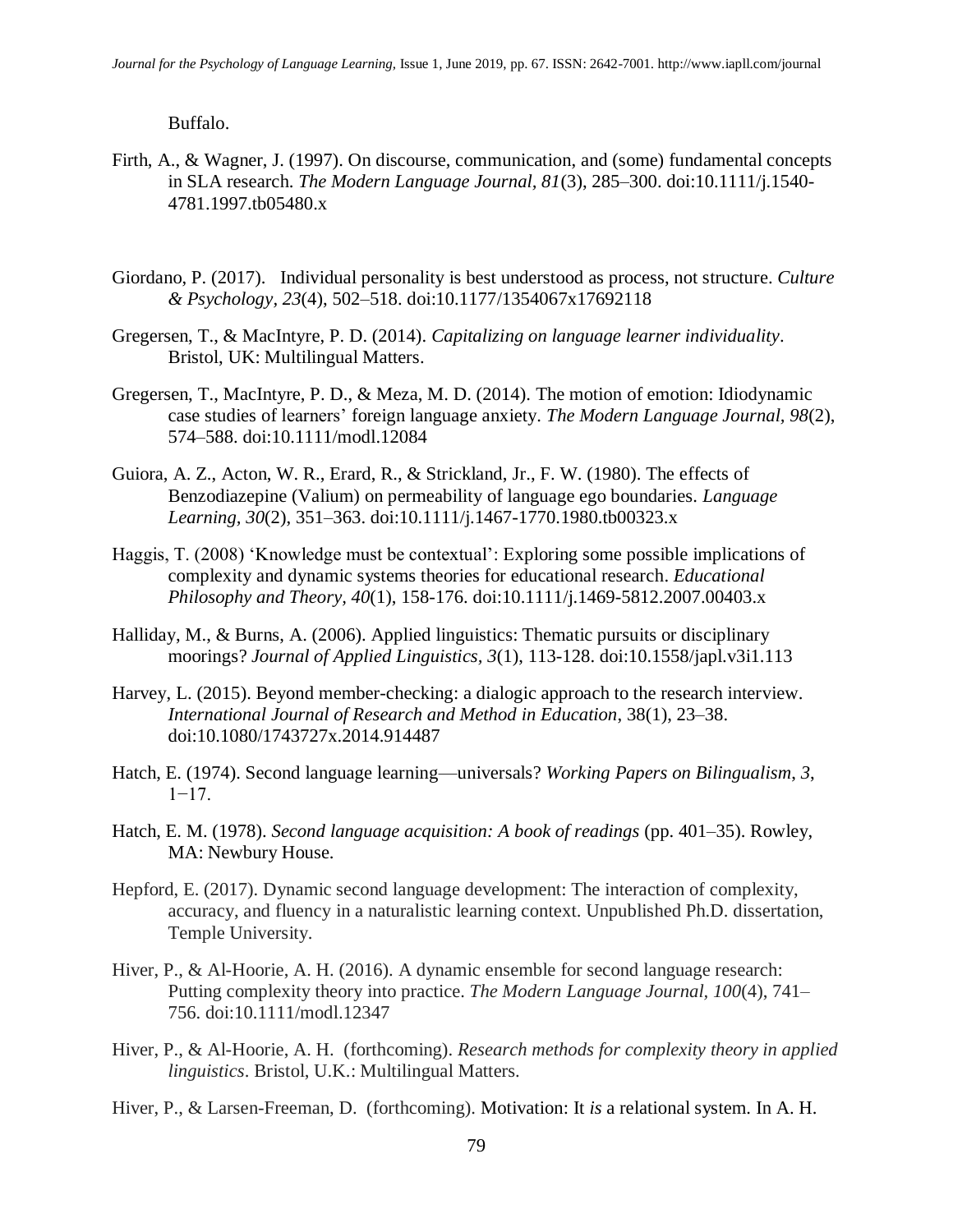Buffalo.

Firth, A., & Wagner, J. (1997). On discourse, communication, and (some) fundamental concepts in SLA research. *The Modern Language Journal*, *81*(3), 285–300. doi:10.1111/j.1540-4781.1997.tb05480.x

Giordano, P. (2017). Individual personality is best understood as process, not structure. *Culture & Psychology*, *23*(4), 502–518. doi:10.1177/1354067x17692118

Gregersen, T., & MacIntyre, P. D. (2014). *Capitalizing on language learner individuality*. Bristol, UK: Multilingual Matters.

Gregersen, T., MacIntyre, P. D., & Meza, M. D. (2014). The motion of emotion: Idiodynamic case studies of learners' foreign language anxiety. *The Modern Language Journal*, *98*(2), 574–588. doi:10.1111/modl.12084

Guiora, A. Z., Acton, W. R., Erard, R., & Strickland, Jr., F. W. (1980). The effects of Benzodiazepine (Valium) on permeability of language ego boundaries. *Language Learning*, *30*(2), 351–363. doi:10.1111/j.1467-1770.1980.tb00323.x

Haggis, T. (2008) 'Knowledge must be contextual': Exploring some possible implications of complexity and dynamic systems theories for educational research. *Educational Philosophy and Theory*, *40*(1), 158-176. doi:10.1111/j.1469-5812.2007.00403.x

Halliday, M., & Burns, A. (2006). Applied linguistics: Thematic pursuits or disciplinary moorings? *Journal of Applied Linguistics*, *3*(1), 113-128. doi:10.1558/japl.v3i1.113

Harvey, L. (2015). Beyond member-checking: a dialogic approach to the research interview. *International Journal of Research and Method in Education*, 38(1), 23–38. doi:10.1080/1743727x.2014.914487

Hatch, E. (1974). Second language learning—universals? *Working Papers on Bilingualism*, *3*, 1−17.

Hatch, E. M. (1978). *Second language acquisition: A book of readings* (pp. 401–35). Rowley, MA: Newbury House.

Hepford, E. (2017). Dynamic second language development: The interaction of complexity, accuracy, and fluency in a naturalistic learning context. Unpublished Ph.D. dissertation, Temple University.

Hiver, P., & Al-Hoorie, A. H. (2016). A dynamic ensemble for second language research: Putting complexity theory into practice. *The Modern Language Journal*, *100*(4), 741–756. doi:10.1111/modl.12347

Hiver, P., & Al-Hoorie, A. H. (forthcoming). *Research methods for complexity theory in applied linguistics*. Bristol, U.K.: Multilingual Matters.

Hiver, P., & Larsen-Freeman, D. (forthcoming). Motivation: It *is* a relational system. In A. H.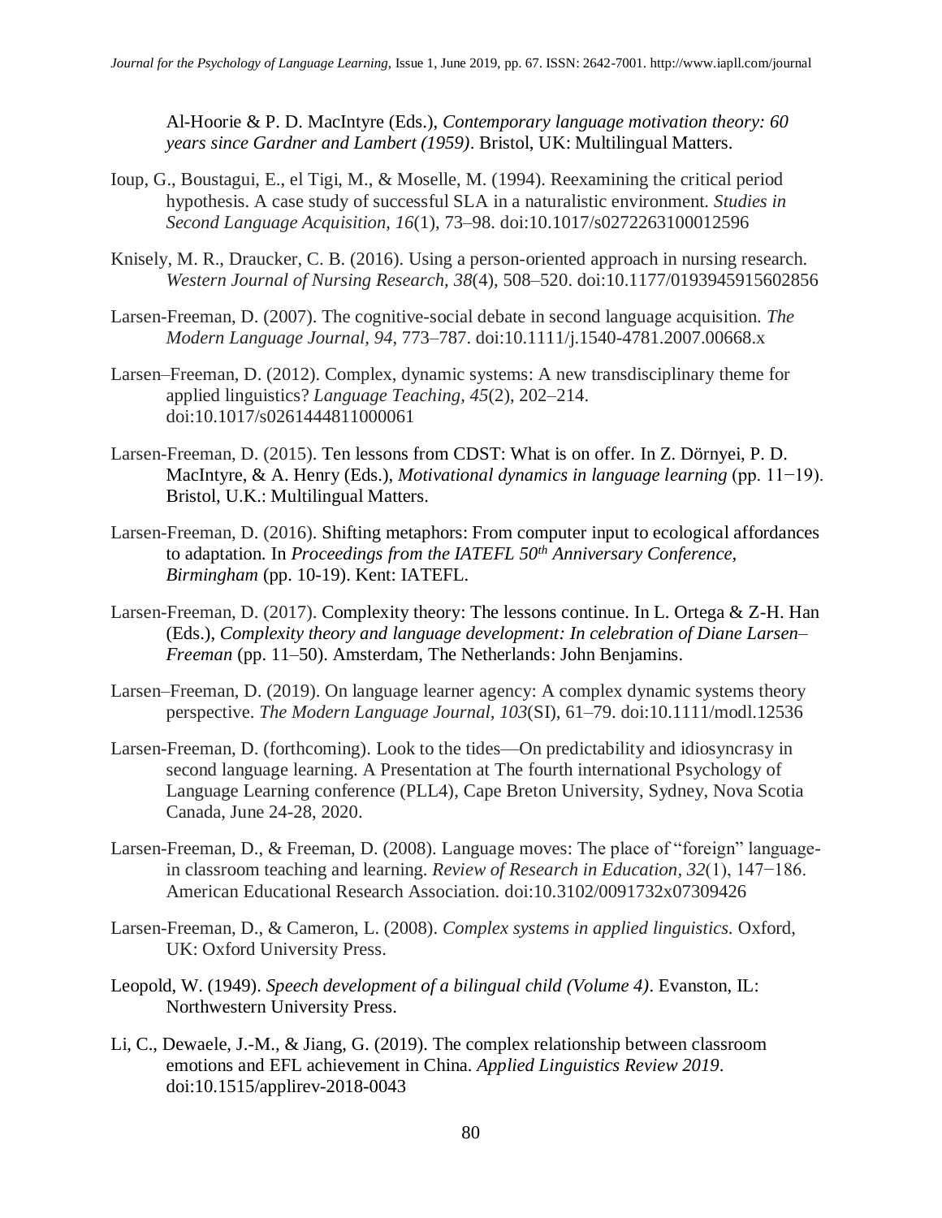Al-Hoorie & P. D. MacIntyre (Eds.), *Contemporary language motivation theory: 60 years since Gardner and Lambert (1959)*. Bristol, UK: Multilingual Matters.

Ioup, G., Boustagui, E., el Tigi, M., & Moselle, M. (1994). Reexamining the critical period hypothesis. A case study of successful SLA in a naturalistic environment. *Studies in Second Language Acquisition, 16*(1), 73–98. doi:10.1017/s0272263100012596

Knisely, M. R., Draucker, C. B. (2016). Using a person-oriented approach in nursing research. *Western Journal of Nursing Research, 38*(4), 508–520. doi:10.1177/0193945915602856

Larsen-Freeman, D. (2007). The cognitive-social debate in second language acquisition. *The Modern Language Journal, 94*, 773–787. doi:10.1111/j.1540-4781.2007.00668.x

Larsen–Freeman, D. (2012). Complex, dynamic systems: A new transdisciplinary theme for applied linguistics? *Language Teaching, 45*(2), 202–214. doi:10.1017/s0261444811000061

Larsen-Freeman, D. (2015). Ten lessons from CDST: What is on offer. In Z. Dörnyei, P. D. MacIntyre, & A. Henry (Eds.), *Motivational dynamics in language learning* (pp. 11−19). Bristol, U.K.: Multilingual Matters.

Larsen-Freeman, D. (2016). Shifting metaphors: From computer input to ecological affordances to adaptation. In *Proceedings from the IATEFL 50th Anniversary Conference, Birmingham* (pp. 10-19). Kent: IATEFL.

Larsen-Freeman, D. (2017). Complexity theory: The lessons continue. In L. Ortega & Z-H. Han (Eds.), *Complexity theory and language development: In celebration of Diane Larsen–Freeman* (pp. 11–50). Amsterdam, The Netherlands: John Benjamins.

Larsen–Freeman, D. (2019). On language learner agency: A complex dynamic systems theory perspective. *The Modern Language Journal, 103*(SI), 61–79. doi:10.1111/modl.12536

Larsen-Freeman, D. (forthcoming). Look to the tides—On predictability and idiosyncrasy in second language learning. A Presentation at The fourth international Psychology of Language Learning conference (PLL4), Cape Breton University, Sydney, Nova Scotia Canada, June 24-28, 2020.

Larsen-Freeman, D., & Freeman, D. (2008). Language moves: The place of "foreign" language-in classroom teaching and learning. *Review of Research in Education, 32*(1), 147−186. American Educational Research Association. doi:10.3102/0091732x07309426

Larsen-Freeman, D., & Cameron, L. (2008). *Complex systems in applied linguistics.* Oxford, UK: Oxford University Press.

Leopold, W. (1949). *Speech development of a bilingual child (Volume 4)*. Evanston, IL: Northwestern University Press.

Li, C., Dewaele, J.-M., & Jiang, G. (2019). The complex relationship between classroom emotions and EFL achievement in China. *Applied Linguistics Review 2019*. doi:10.1515/applirev-2018-0043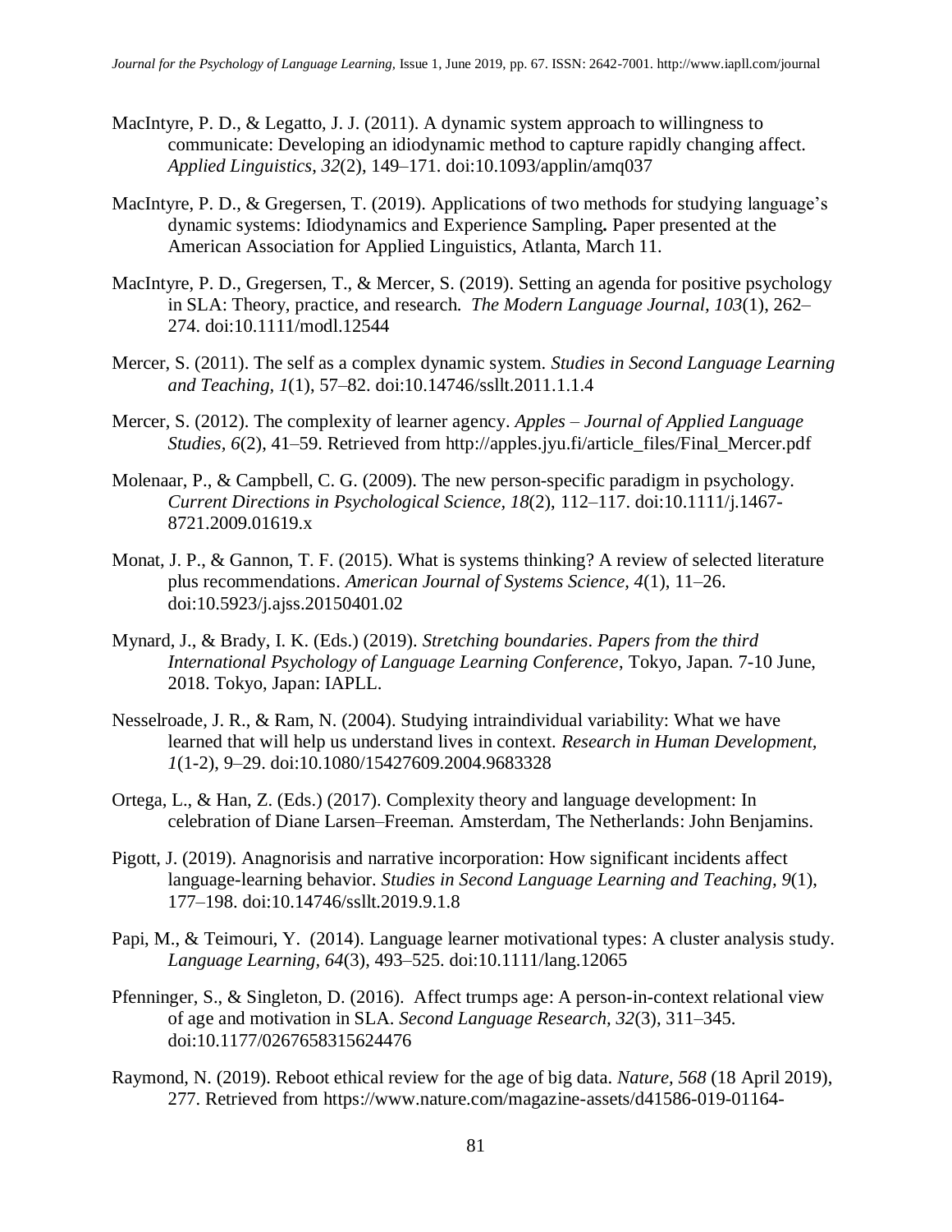MacIntyre, P. D., & Legatto, J. J. (2011). A dynamic system approach to willingness to communicate: Developing an idiodynamic method to capture rapidly changing affect. *Applied Linguistics*, *32*(2), 149–171. doi:10.1093/applin/amq037

MacIntyre, P. D., & Gregersen, T. (2019). Applications of two methods for studying language's dynamic systems: Idiodynamics and Experience Sampling**.** Paper presented at the American Association for Applied Linguistics, Atlanta, March 11.

MacIntyre, P. D., Gregersen, T., & Mercer, S. (2019). Setting an agenda for positive psychology in SLA: Theory, practice, and research. *The Modern Language Journal, 103*(1), 262–274. doi:10.1111/modl.12544

Mercer, S. (2011). The self as a complex dynamic system. *Studies in Second Language Learning and Teaching, 1*(1), 57–82. doi:10.14746/ssllt.2011.1.1.4

Mercer, S. (2012). The complexity of learner agency. *Apples – Journal of Applied Language Studies, 6*(2), 41–59. Retrieved from http://apples.jyu.fi/article_files/Final_Mercer.pdf

Molenaar, P., & Campbell, C. G. (2009). The new person-specific paradigm in psychology. *Current Directions in Psychological Science, 18*(2), 112–117. doi:10.1111/j.1467-8721.2009.01619.x

Monat, J. P., & Gannon, T. F. (2015). What is systems thinking? A review of selected literature plus recommendations. *American Journal of Systems Science, 4*(1), 11–26. doi:10.5923/j.ajss.20150401.02

Mynard, J., & Brady, I. K. (Eds.) (2019). *Stretching boundaries*. *Papers from the third International Psychology of Language Learning Conference*, Tokyo, Japan. 7-10 June, 2018. Tokyo, Japan: IAPLL.

Nesselroade, J. R., & Ram, N. (2004). Studying intraindividual variability: What we have learned that will help us understand lives in context. *Research in Human Development, 1*(1-2), 9–29. doi:10.1080/15427609.2004.9683328

Ortega, L., & Han, Z. (Eds.) (2017). Complexity theory and language development: In celebration of Diane Larsen–Freeman. Amsterdam, The Netherlands: John Benjamins.

Pigott, J. (2019). Anagnorisis and narrative incorporation: How significant incidents affect language-learning behavior. *Studies in Second Language Learning and Teaching, 9*(1), 177–198. doi:10.14746/ssllt.2019.9.1.8

Papi, M., & Teimouri, Y. (2014). Language learner motivational types: A cluster analysis study. *Language Learning, 64*(3), 493–525. doi:10.1111/lang.12065

Pfenninger, S., & Singleton, D. (2016). Affect trumps age: A person-in-context relational view of age and motivation in SLA. *Second Language Research, 32*(3), 311–345. doi:10.1177/0267658315624476

Raymond, N. (2019). Reboot ethical review for the age of big data. *Nature, 568* (18 April 2019), 277. Retrieved from https://www.nature.com/magazine-assets/d41586-019-01164-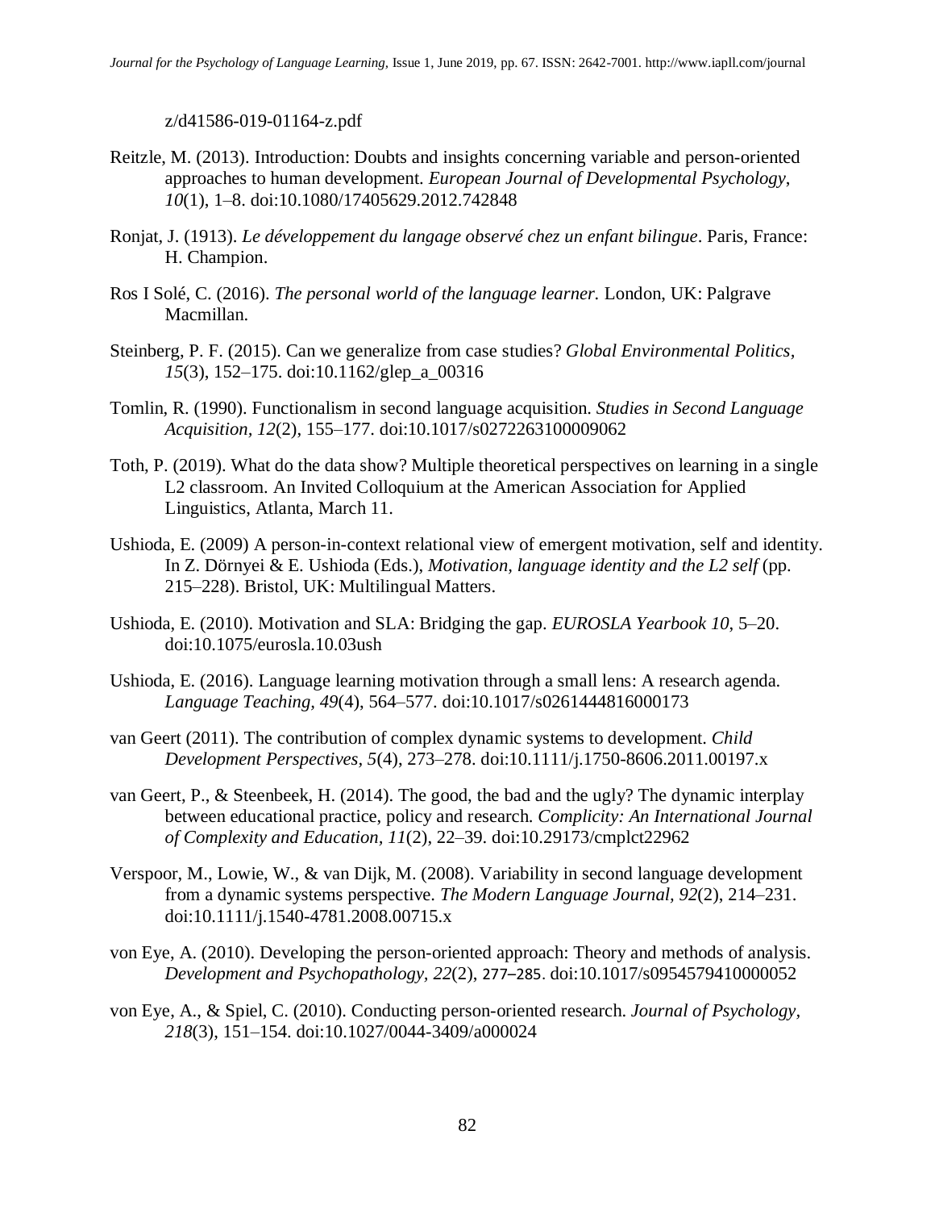z/d41586-019-01164-z.pdf

Reitzle, M. (2013). Introduction: Doubts and insights concerning variable and person-oriented approaches to human development. *European Journal of Developmental Psychology*, *10*(1), 1–8. doi:10.1080/17405629.2012.742848

Ronjat, J. (1913). *Le développement du langage observé chez un enfant bilingue*. Paris, France: H. Champion.

Ros I Solé, C. (2016). *The personal world of the language learner.* London, UK: Palgrave Macmillan.

Steinberg, P. F. (2015). Can we generalize from case studies? *Global Environmental Politics*, *15*(3), 152–175. doi:10.1162/glep_a_00316

Tomlin, R. (1990). Functionalism in second language acquisition. *Studies in Second Language Acquisition*, *12*(2), 155–177. doi:10.1017/s0272263100009062

Toth, P. (2019). What do the data show? Multiple theoretical perspectives on learning in a single L2 classroom. An Invited Colloquium at the American Association for Applied Linguistics, Atlanta, March 11.

Ushioda, E. (2009) A person-in-context relational view of emergent motivation, self and identity. In Z. Dörnyei & E. Ushioda (Eds.), *Motivation, language identity and the L2 self* (pp. 215–228). Bristol, UK: Multilingual Matters.

Ushioda, E. (2010). Motivation and SLA: Bridging the gap. *EUROSLA Yearbook 10*, 5–20. doi:10.1075/eurosla.10.03ush

Ushioda, E. (2016). Language learning motivation through a small lens: A research agenda. *Language Teaching*, *49*(4), 564–577. doi:10.1017/s0261444816000173

van Geert (2011). The contribution of complex dynamic systems to development. *Child Development Perspectives*, *5*(4), 273–278. doi:10.1111/j.1750-8606.2011.00197.x

van Geert, P., & Steenbeek, H. (2014). The good, the bad and the ugly? The dynamic interplay between educational practice, policy and research. *Complicity: An International Journal of Complexity and Education*, *11*(2), 22–39. doi:10.29173/cmplct22962

Verspoor, M., Lowie, W., & van Dijk, M. (2008). Variability in second language development from a dynamic systems perspective. *The Modern Language Journal*, *92*(2), 214–231. doi:10.1111/j.1540-4781.2008.00715.x

von Eye, A. (2010). Developing the person-oriented approach: Theory and methods of analysis. *Development and Psychopathology*, *22*(2), 277–285. doi:10.1017/s0954579410000052

von Eye, A., & Spiel, C. (2010). Conducting person-oriented research. *Journal of Psychology*, *218*(3), 151–154. doi:10.1027/0044-3409/a000024